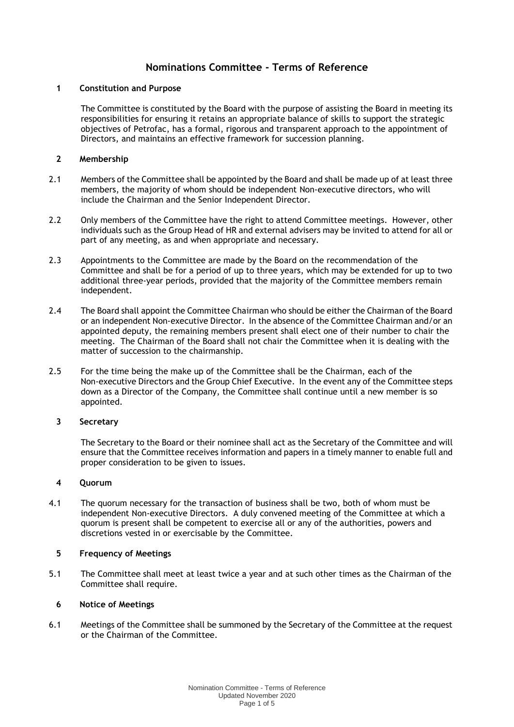# Nominations Committee - Terms of Reference

## 1 Constitution and Purpose

The Committee is constituted by the Board with the purpose of assisting the Board in meeting its responsibilities for ensuring it retains an appropriate balance of skills to support the strategic objectives of Petrofac, has a formal, rigorous and transparent approach to the appointment of Directors, and maintains an effective framework for succession planning.

## 2 Membership

2.1 Members of the Committee shall be appointed by the Board and shall be made up of at least three members, the majority of whom should be independent Non-executive directors, who will include the Chairman and the Senior Independent Director.

2.2 Only members of the Committee have the right to attend Committee meetings. However, other individuals such as the Group Head of HR and external advisers may be invited to attend for all or part of any meeting, as and when appropriate and necessary.

2.3 Appointments to the Committee are made by the Board on the recommendation of the Committee and shall be for a period of up to three years, which may be extended for up to two additional three-year periods, provided that the majority of the Committee members remain independent.

2.4 The Board shall appoint the Committee Chairman who should be either the Chairman of the Board or an independent Non-executive Director. In the absence of the Committee Chairman and/or an appointed deputy, the remaining members present shall elect one of their number to chair the meeting. The Chairman of the Board shall not chair the Committee when it is dealing with the matter of succession to the chairmanship.

2.5 For the time being the make up of the Committee shall be the Chairman, each of the Non-executive Directors and the Group Chief Executive. In the event any of the Committee steps down as a Director of the Company, the Committee shall continue until a new member is so appointed.

## 3 Secretary

The Secretary to the Board or their nominee shall act as the Secretary of the Committee and will ensure that the Committee receives information and papers in a timely manner to enable full and proper consideration to be given to issues.

## 4 Quorum

4.1 The quorum necessary for the transaction of business shall be two, both of whom must be independent Non-executive Directors. A duly convened meeting of the Committee at which a quorum is present shall be competent to exercise all or any of the authorities, powers and discretions vested in or exercisable by the Committee.

## 5 Frequency of Meetings

5.1 The Committee shall meet at least twice a year and at such other times as the Chairman of the Committee shall require.

## 6 Notice of Meetings

6.1 Meetings of the Committee shall be summoned by the Secretary of the Committee at the request or the Chairman of the Committee.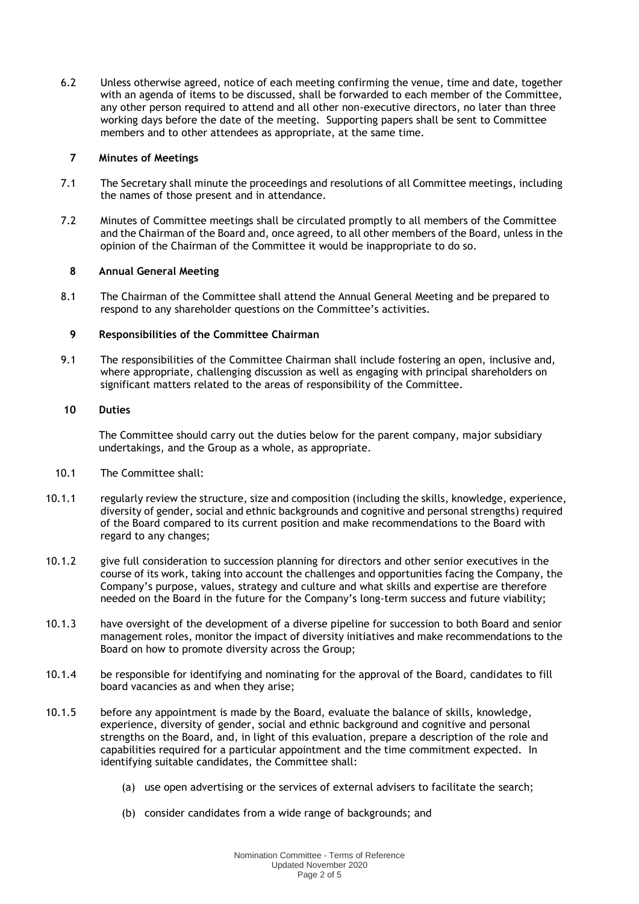6.2 Unless otherwise agreed, notice of each meeting confirming the venue, time and date, together with an agenda of items to be discussed, shall be forwarded to each member of the Committee, any other person required to attend and all other non-executive directors, no later than three working days before the date of the meeting. Supporting papers shall be sent to Committee members and to other attendees as appropriate, at the same time.

## 7 Minutes of Meetings

7.1 The Secretary shall minute the proceedings and resolutions of all Committee meetings, including the names of those present and in attendance.

7.2 Minutes of Committee meetings shall be circulated promptly to all members of the Committee and the Chairman of the Board and, once agreed, to all other members of the Board, unless in the opinion of the Chairman of the Committee it would be inappropriate to do so.

## 8 Annual General Meeting

8.1 The Chairman of the Committee shall attend the Annual General Meeting and be prepared to respond to any shareholder questions on the Committee's activities.

## 9 Responsibilities of the Committee Chairman

9.1 The responsibilities of the Committee Chairman shall include fostering an open, inclusive and, where appropriate, challenging discussion as well as engaging with principal shareholders on significant matters related to the areas of responsibility of the Committee.

## 10 Duties

The Committee should carry out the duties below for the parent company, major subsidiary undertakings, and the Group as a whole, as appropriate.

10.1 The Committee shall:

10.1.1 regularly review the structure, size and composition (including the skills, knowledge, experience, diversity of gender, social and ethnic backgrounds and cognitive and personal strengths) required of the Board compared to its current position and make recommendations to the Board with regard to any changes;

10.1.2 give full consideration to succession planning for directors and other senior executives in the course of its work, taking into account the challenges and opportunities facing the Company, the Company's purpose, values, strategy and culture and what skills and expertise are therefore needed on the Board in the future for the Company's long-term success and future viability;

10.1.3 have oversight of the development of a diverse pipeline for succession to both Board and senior management roles, monitor the impact of diversity initiatives and make recommendations to the Board on how to promote diversity across the Group;

10.1.4 be responsible for identifying and nominating for the approval of the Board, candidates to fill board vacancies as and when they arise;

10.1.5 before any appointment is made by the Board, evaluate the balance of skills, knowledge, experience, diversity of gender, social and ethnic background and cognitive and personal strengths on the Board, and, in light of this evaluation, prepare a description of the role and capabilities required for a particular appointment and the time commitment expected. In identifying suitable candidates, the Committee shall:

(a) use open advertising or the services of external advisers to facilitate the search;

(b) consider candidates from a wide range of backgrounds; and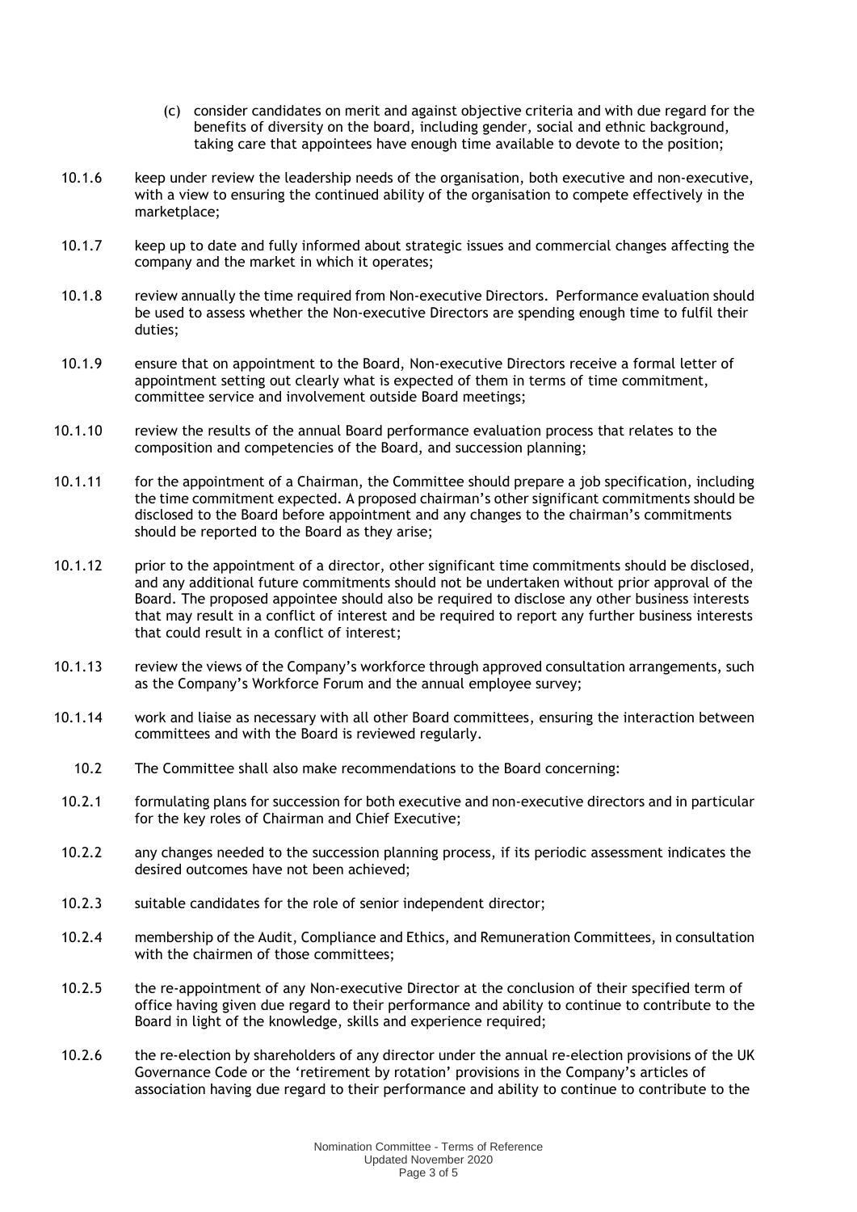(c) consider candidates on merit and against objective criteria and with due regard for the benefits of diversity on the board, including gender, social and ethnic background, taking care that appointees have enough time available to devote to the position;

10.1.6 keep under review the leadership needs of the organisation, both executive and non-executive, with a view to ensuring the continued ability of the organisation to compete effectively in the marketplace;

10.1.7 keep up to date and fully informed about strategic issues and commercial changes affecting the company and the market in which it operates;

10.1.8 review annually the time required from Non-executive Directors. Performance evaluation should be used to assess whether the Non-executive Directors are spending enough time to fulfil their duties;

10.1.9 ensure that on appointment to the Board, Non-executive Directors receive a formal letter of appointment setting out clearly what is expected of them in terms of time commitment, committee service and involvement outside Board meetings;

10.1.10 review the results of the annual Board performance evaluation process that relates to the composition and competencies of the Board, and succession planning;

10.1.11 for the appointment of a Chairman, the Committee should prepare a job specification, including the time commitment expected. A proposed chairman's other significant commitments should be disclosed to the Board before appointment and any changes to the chairman's commitments should be reported to the Board as they arise;

10.1.12 prior to the appointment of a director, other significant time commitments should be disclosed, and any additional future commitments should not be undertaken without prior approval of the Board. The proposed appointee should also be required to disclose any other business interests that may result in a conflict of interest and be required to report any further business interests that could result in a conflict of interest;

10.1.13 review the views of the Company's workforce through approved consultation arrangements, such as the Company's Workforce Forum and the annual employee survey;

10.1.14 work and liaise as necessary with all other Board committees, ensuring the interaction between committees and with the Board is reviewed regularly.

10.2 The Committee shall also make recommendations to the Board concerning:

10.2.1 formulating plans for succession for both executive and non-executive directors and in particular for the key roles of Chairman and Chief Executive;

10.2.2 any changes needed to the succession planning process, if its periodic assessment indicates the desired outcomes have not been achieved;

10.2.3 suitable candidates for the role of senior independent director;

10.2.4 membership of the Audit, Compliance and Ethics, and Remuneration Committees, in consultation with the chairmen of those committees;

10.2.5 the re-appointment of any Non-executive Director at the conclusion of their specified term of office having given due regard to their performance and ability to continue to contribute to the Board in light of the knowledge, skills and experience required;

10.2.6 the re-election by shareholders of any director under the annual re-election provisions of the UK Governance Code or the 'retirement by rotation' provisions in the Company's articles of association having due regard to their performance and ability to continue to contribute to the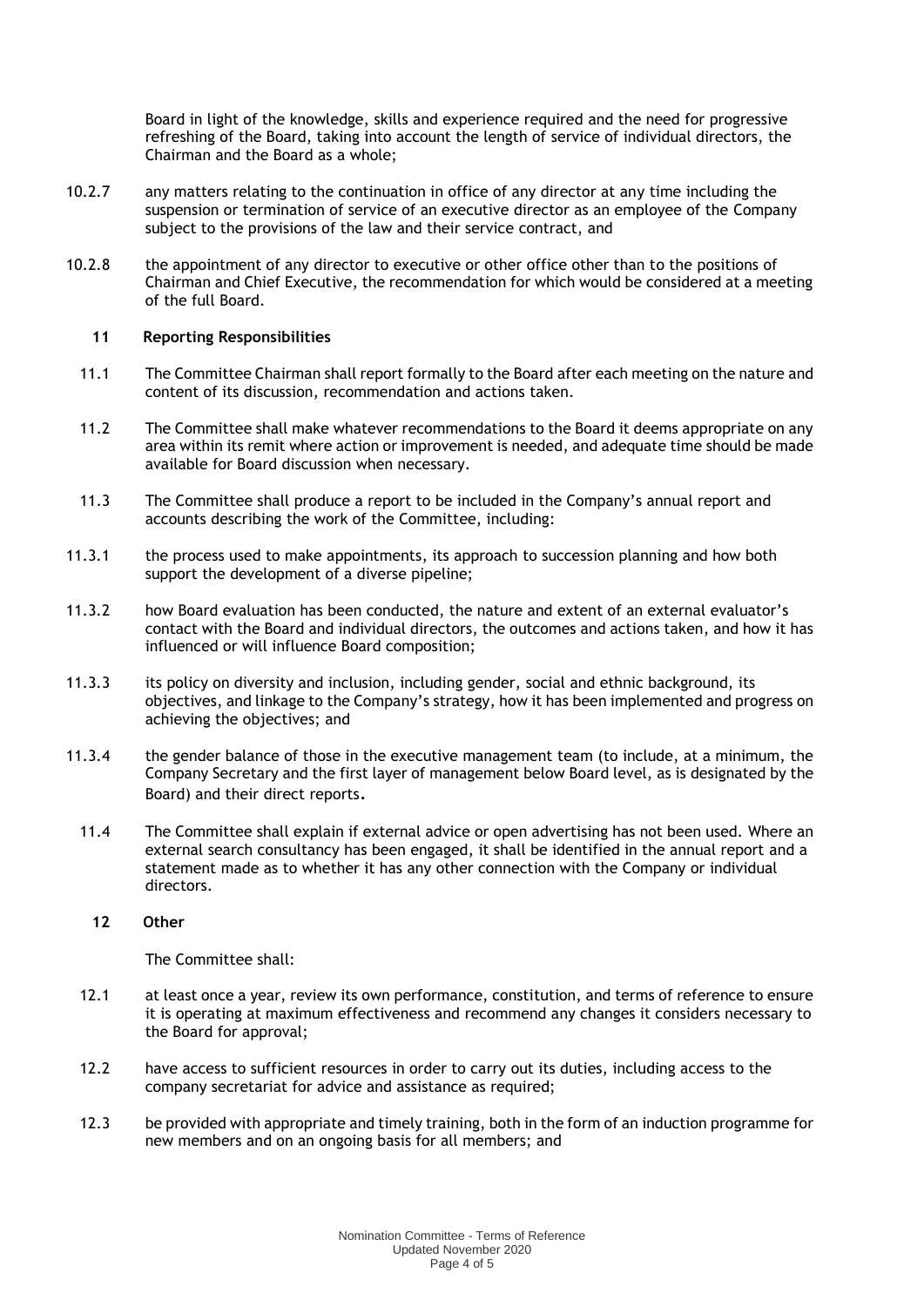Board in light of the knowledge, skills and experience required and the need for progressive refreshing of the Board, taking into account the length of service of individual directors, the Chairman and the Board as a whole;

10.2.7 any matters relating to the continuation in office of any director at any time including the suspension or termination of service of an executive director as an employee of the Company subject to the provisions of the law and their service contract, and

10.2.8 the appointment of any director to executive or other office other than to the positions of Chairman and Chief Executive, the recommendation for which would be considered at a meeting of the full Board.

## 11 Reporting Responsibilities

11.1 The Committee Chairman shall report formally to the Board after each meeting on the nature and content of its discussion, recommendation and actions taken.

11.2 The Committee shall make whatever recommendations to the Board it deems appropriate on any area within its remit where action or improvement is needed, and adequate time should be made available for Board discussion when necessary.

11.3 The Committee shall produce a report to be included in the Company's annual report and accounts describing the work of the Committee, including:

11.3.1 the process used to make appointments, its approach to succession planning and how both support the development of a diverse pipeline;

11.3.2 how Board evaluation has been conducted, the nature and extent of an external evaluator's contact with the Board and individual directors, the outcomes and actions taken, and how it has influenced or will influence Board composition;

11.3.3 its policy on diversity and inclusion, including gender, social and ethnic background, its objectives, and linkage to the Company's strategy, how it has been implemented and progress on achieving the objectives; and

11.3.4 the gender balance of those in the executive management team (to include, at a minimum, the Company Secretary and the first layer of management below Board level, as is designated by the Board) and their direct reports.

11.4 The Committee shall explain if external advice or open advertising has not been used. Where an external search consultancy has been engaged, it shall be identified in the annual report and a statement made as to whether it has any other connection with the Company or individual directors.

## 12 Other

The Committee shall:

12.1 at least once a year, review its own performance, constitution, and terms of reference to ensure it is operating at maximum effectiveness and recommend any changes it considers necessary to the Board for approval;

12.2 have access to sufficient resources in order to carry out its duties, including access to the company secretariat for advice and assistance as required;

12.3 be provided with appropriate and timely training, both in the form of an induction programme for new members and on an ongoing basis for all members; and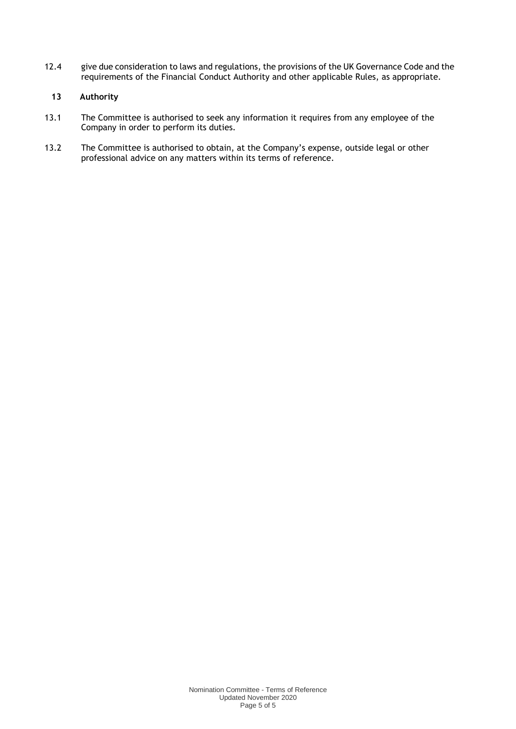12.4 give due consideration to laws and regulations, the provisions of the UK Governance Code and the requirements of the Financial Conduct Authority and other applicable Rules, as appropriate.

## 13 Authority

13.1 The Committee is authorised to seek any information it requires from any employee of the Company in order to perform its duties.

13.2 The Committee is authorised to obtain, at the Company's expense, outside legal or other professional advice on any matters within its terms of reference.